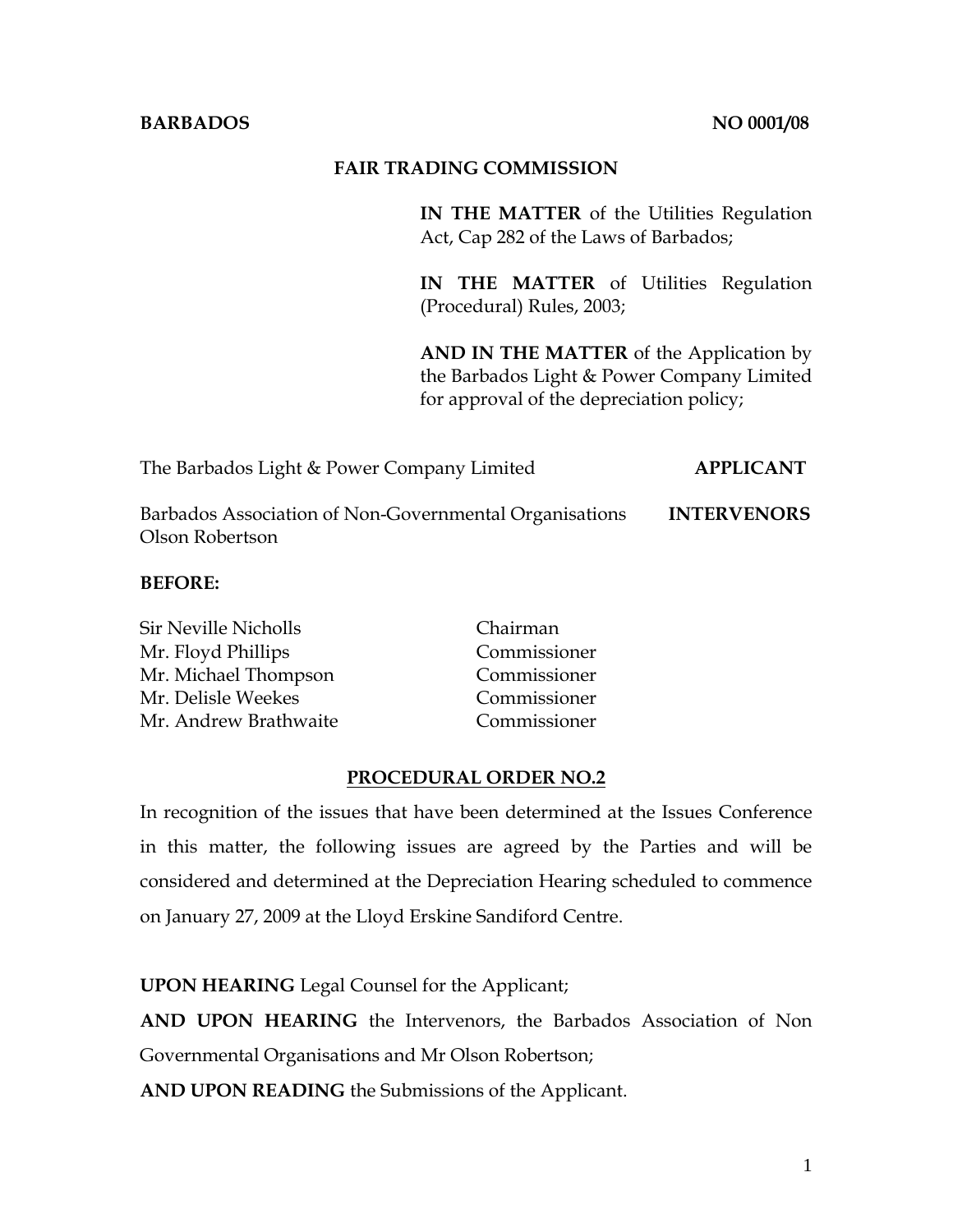**BARBADOS** **NO 0001/08**

**FAIR TRADING COMMISSION**

**IN THE MATTER** of the Utilities Regulation Act, Cap 282 of the Laws of Barbados;

**IN THE MATTER** of Utilities Regulation (Procedural) Rules, 2003;

**AND IN THE MATTER** of the Application by the Barbados Light & Power Company Limited for approval of the depreciation policy;

The Barbados Light & Power Company Limited **APPLICANT**

Barbados Association of Non-Governmental Organisations **INTERVENORS**
Olson Robertson

**BEFORE:**

| | |
|---|---|
| Sir Neville Nicholls | Chairman |
| Mr. Floyd Phillips | Commissioner |
| Mr. Michael Thompson | Commissioner |
| Mr. Delisle Weekes | Commissioner |
| Mr. Andrew Brathwaite | Commissioner |

**PROCEDURAL ORDER NO.2**

In recognition of the issues that have been determined at the Issues Conference in this matter, the following issues are agreed by the Parties and will be considered and determined at the Depreciation Hearing scheduled to commence on January 27, 2009 at the Lloyd Erskine Sandiford Centre.

**UPON HEARING** Legal Counsel for the Applicant;

**AND UPON HEARING** the Intervenors, the Barbados Association of Non Governmental Organisations and Mr Olson Robertson;

**AND UPON READING** the Submissions of the Applicant.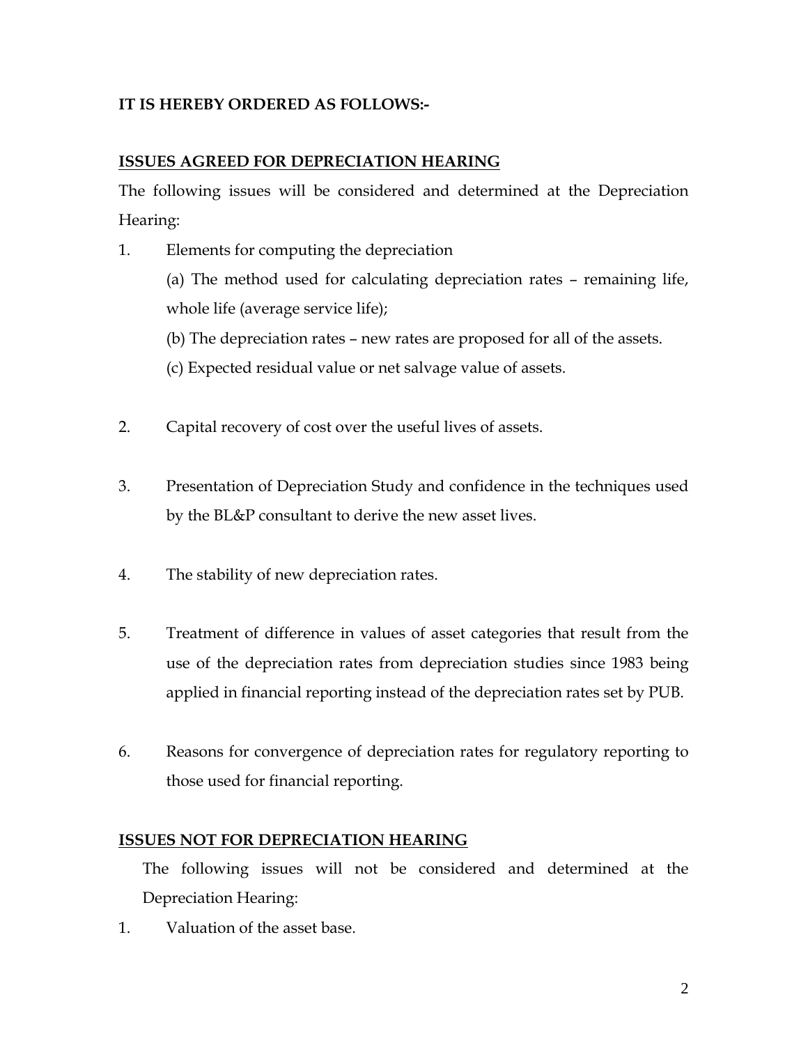**IT IS HEREBY ORDERED AS FOLLOWS:-**

**ISSUES AGREED FOR DEPRECIATION HEARING**

The following issues will be considered and determined at the Depreciation Hearing:

1. Elements for computing the depreciation

   (a) The method used for calculating depreciation rates – remaining life, whole life (average service life);

   (b) The depreciation rates – new rates are proposed for all of the assets.

   (c) Expected residual value or net salvage value of assets.

2. Capital recovery of cost over the useful lives of assets.

3. Presentation of Depreciation Study and confidence in the techniques used by the BL&P consultant to derive the new asset lives.

4. The stability of new depreciation rates.

5. Treatment of difference in values of asset categories that result from the use of the depreciation rates from depreciation studies since 1983 being applied in financial reporting instead of the depreciation rates set by PUB.

6. Reasons for convergence of depreciation rates for regulatory reporting to those used for financial reporting.

**ISSUES NOT FOR DEPRECIATION HEARING**

The following issues will not be considered and determined at the Depreciation Hearing:

1. Valuation of the asset base.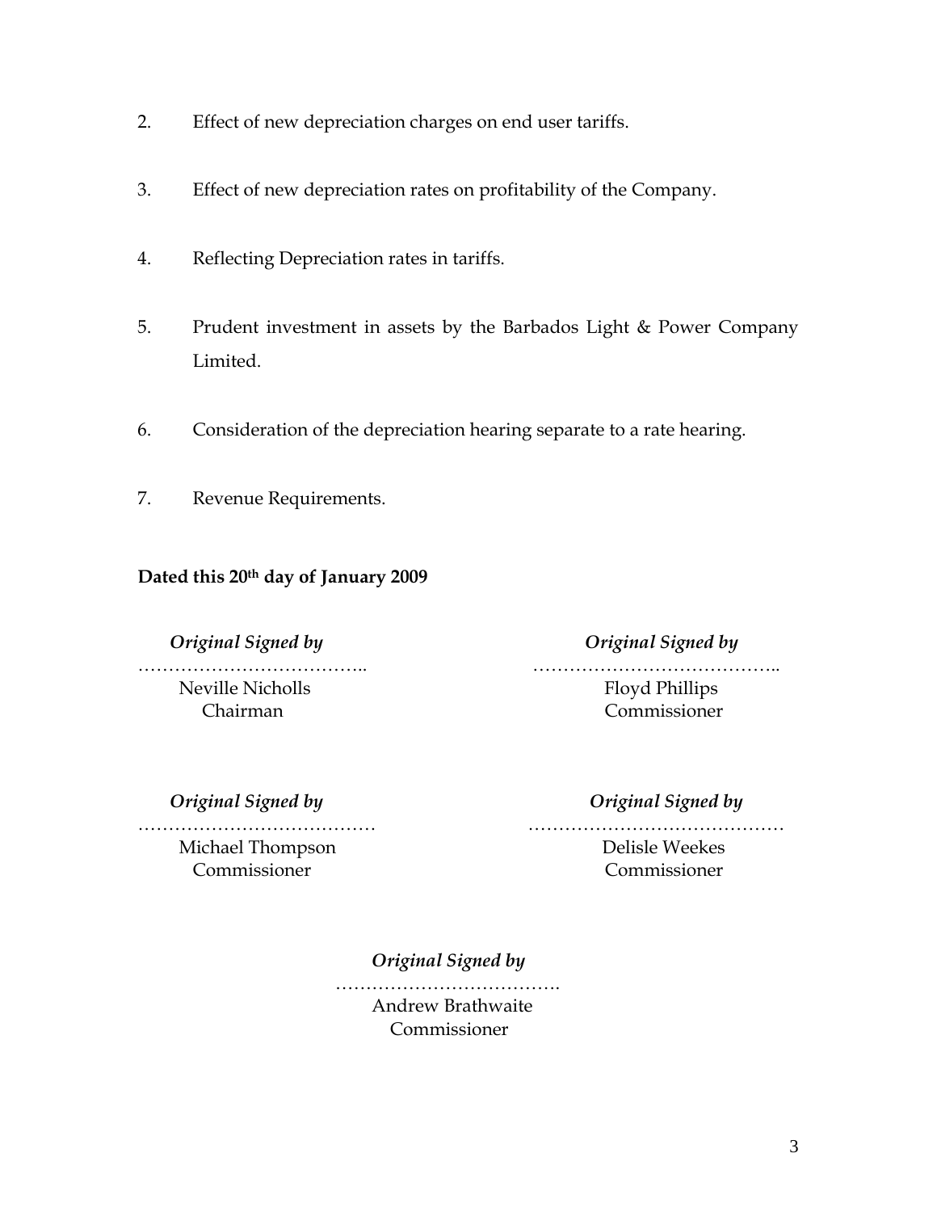2. Effect of new depreciation charges on end user tariffs.

3. Effect of new depreciation rates on profitability of the Company.

4. Reflecting Depreciation rates in tariffs.

5. Prudent investment in assets by the Barbados Light & Power Company Limited.

6. Consideration of the depreciation hearing separate to a rate hearing.

7. Revenue Requirements.

**Dated this 20th day of January 2009**

*Original Signed by*
………………………………..
Neville Nicholls
Chairman

*Original Signed by*
…………………………………..
Floyd Phillips
Commissioner

*Original Signed by*
…………………………………
Michael Thompson
Commissioner

*Original Signed by*
……………………………………
Delisle Weekes
Commissioner

*Original Signed by*
……………………………….
Andrew Brathwaite
Commissioner